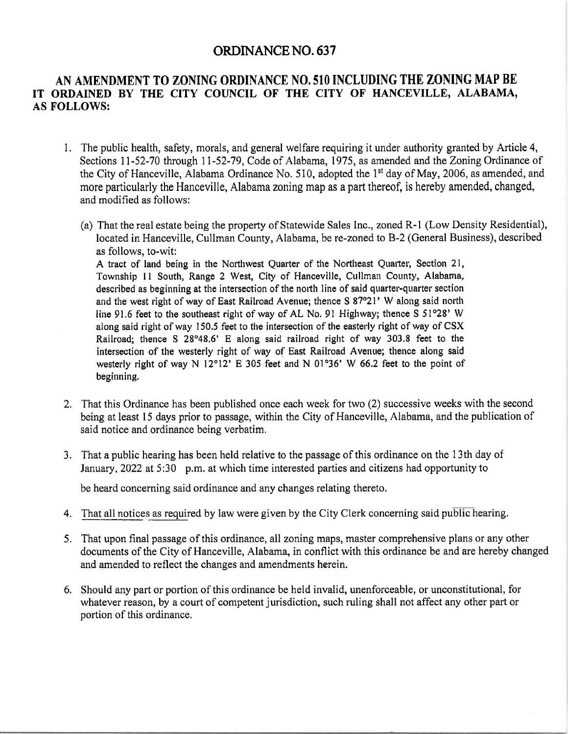# ORDINANCE NO. 637

## AN AMENDMENT TO ZONING ORDINANCE NO. 510 INCLUDING THE ZONING MAP BE IT ORDAINED BY THE CITY COUNCIL OF THE CITY OF HANCEVILLE, ALABAMA, AS FOLLOWS:

1. The public health, safety, morals, and general welfare requiring it under authority granted by Article 4, Sections 11-52-70 through 11-52-79, Code of Alabama, 1975, as amended and the Zoning Ordinance of the City of Hanceville, Alabama Ordinance No. 510, adopted the 1st day of May, 2006, as amended, and more particularly the Hanceville, Alabama zoning map as a part thereof, is hereby amended, changed, and modified as follows:

   (a) That the real estate being the property of Statewide Sales Inc., zoned R-1 (Low Density Residential), located in Hanceville, Cullman County, Alabama, be re-zoned to B-2 (General Business), described as follows, to-wit:
   A tract of land being in the Northwest Quarter of the Northeast Quarter, Section 21, Township 11 South, Range 2 West, City of Hanceville, Cullman County, Alabama, described as beginning at the intersection of the north line of said quarter-quarter section and the west right of way of East Railroad Avenue; thence S 87°21' W along said north line 91.6 feet to the southeast right of way of AL No. 91 Highway; thence S 51°28' W along said right of way 150.5 feet to the intersection of the easterly right of way of CSX Railroad; thence S 28°48.6' E along said railroad right of way 303.8 feet to the intersection of the westerly right of way of East Railroad Avenue; thence along said westerly right of way N 12°12' E 305 feet and N 01°36' W 66.2 feet to the point of beginning.

2. That this Ordinance has been published once each week for two (2) successive weeks with the second being at least 15 days prior to passage, within the City of Hanceville, Alabama, and the publication of said notice and ordinance being verbatim.

3. That a public hearing has been held relative to the passage of this ordinance on the 13th day of January, 2022 at 5:30 p.m. at which time interested parties and citizens had opportunity to be heard concerning said ordinance and any changes relating thereto.

4. That all notices as required by law were given by the City Clerk concerning said public hearing.

5. That upon final passage of this ordinance, all zoning maps, master comprehensive plans or any other documents of the City of Hanceville, Alabama, in conflict with this ordinance be and are hereby changed and amended to reflect the changes and amendments herein.

6. Should any part or portion of this ordinance be held invalid, unenforceable, or unconstitutional, for whatever reason, by a court of competent jurisdiction, such ruling shall not affect any other part or portion of this ordinance.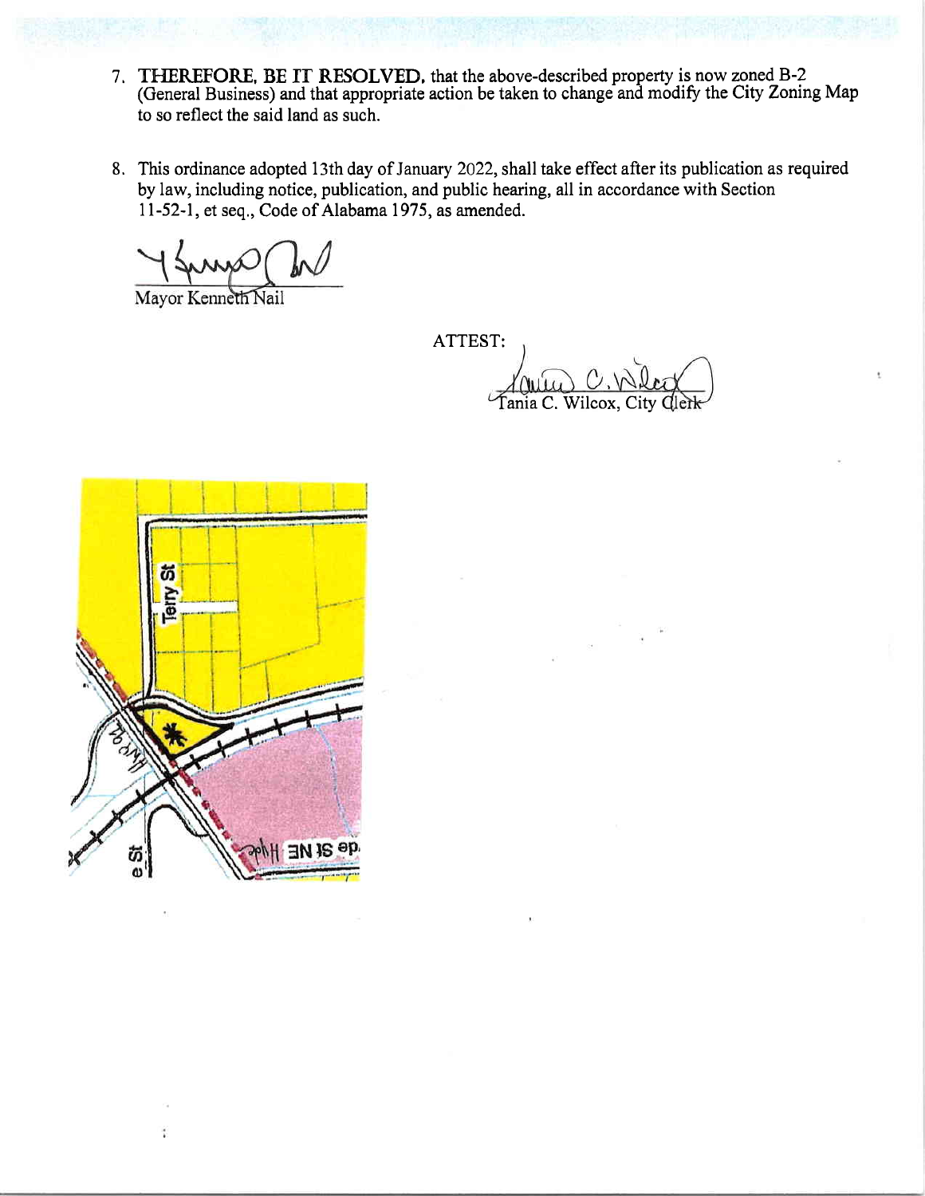7. **THEREFORE, BE IT RESOLVED**, that the above-described property is now zoned B-2 (General Business) and that appropriate action be taken to change and modify the City Zoning Map to so reflect the said land as such.

8. This ordinance adopted 13th day of January 2022, shall take effect after its publication as required by law, including notice, publication, and public hearing, all in accordance with Section 11-52-1, et seq., Code of Alabama 1975, as amended.

Mayor Kenneth Nail

ATTEST:

Tania C. Wilcox, City Clerk

Terry St

Hwy 24

e St

de St NE Hyde